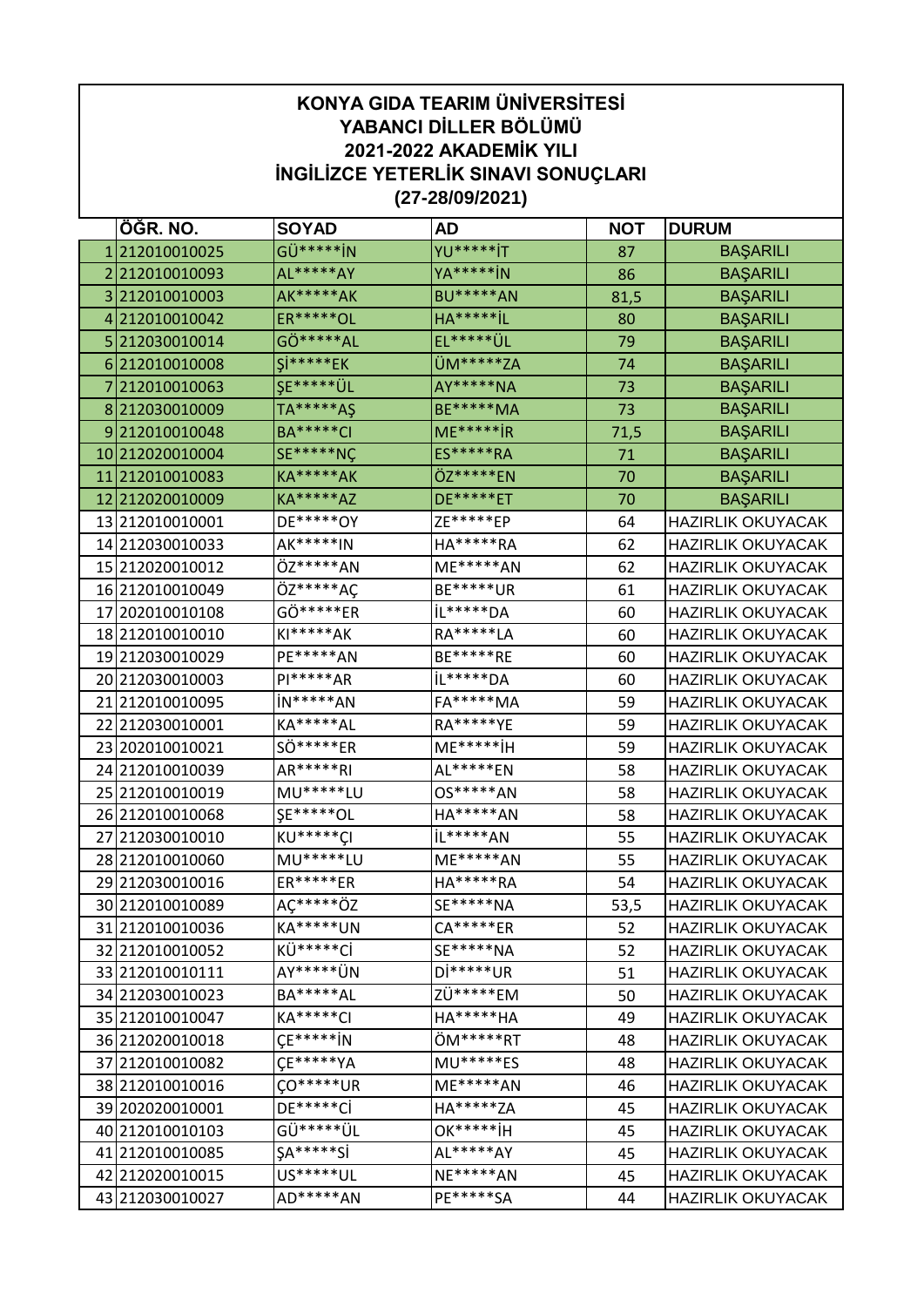# KONYA GIDA TEARIM ÜNİVERSİTESİ
## YABANCI DİLLER BÖLÜMÜ
## 2021-2022 AKADEMİK YILI
## İNGİLİZCE YETERLİK SINAVI SONUÇLARI
## (27-28/09/2021)

| | ÖĞR. NO. | SOYAD | AD | NOT | DURUM |
|---|---|---|---|---|---|
| 1 | 212010010025 | GÜ*****İN | YU*****İT | 87 | BAŞARILI |
| 2 | 212010010093 | AL*****AY | YA*****İN | 86 | BAŞARILI |
| 3 | 212010010003 | AK*****AK | BU*****AN | 81,5 | BAŞARILI |
| 4 | 212010010042 | ER*****OL | HA*****İL | 80 | BAŞARILI |
| 5 | 212030010014 | GÖ*****AL | EL*****ÜL | 79 | BAŞARILI |
| 6 | 212010010008 | Şİ*****EK | ÜM*****ZA | 74 | BAŞARILI |
| 7 | 212010010063 | ŞE*****ÜL | AY*****NA | 73 | BAŞARILI |
| 8 | 212030010009 | TA*****AŞ | BE*****MA | 73 | BAŞARILI |
| 9 | 212010010048 | BA*****CI | ME*****İR | 71,5 | BAŞARILI |
| 10 | 212020010004 | SE*****NÇ | ES*****RA | 71 | BAŞARILI |
| 11 | 212010010083 | KA*****AK | ÖZ*****EN | 70 | BAŞARILI |
| 12 | 212020010009 | KA*****AZ | DE*****ET | 70 | BAŞARILI |
| 13 | 212010010001 | DE*****OY | ZE*****EP | 64 | HAZIRLIK OKUYACAK |
| 14 | 212030010033 | AK*****IN | HA*****RA | 62 | HAZIRLIK OKUYACAK |
| 15 | 212020010012 | ÖZ*****AN | ME*****AN | 62 | HAZIRLIK OKUYACAK |
| 16 | 212010010049 | ÖZ*****AÇ | BE*****UR | 61 | HAZIRLIK OKUYACAK |
| 17 | 202010010108 | GÖ*****ER | İL*****DA | 60 | HAZIRLIK OKUYACAK |
| 18 | 212010010010 | KI*****AK | RA*****LA | 60 | HAZIRLIK OKUYACAK |
| 19 | 212030010029 | PE*****AN | BE*****RE | 60 | HAZIRLIK OKUYACAK |
| 20 | 212030010003 | PI*****AR | İL*****DA | 60 | HAZIRLIK OKUYACAK |
| 21 | 212010010095 | İN*****AN | FA*****MA | 59 | HAZIRLIK OKUYACAK |
| 22 | 212030010001 | KA*****AL | RA*****YE | 59 | HAZIRLIK OKUYACAK |
| 23 | 202010010021 | SÖ*****ER | ME*****İH | 59 | HAZIRLIK OKUYACAK |
| 24 | 212010010039 | AR*****RI | AL*****EN | 58 | HAZIRLIK OKUYACAK |
| 25 | 212010010019 | MU*****LU | OS*****AN | 58 | HAZIRLIK OKUYACAK |
| 26 | 212010010068 | ŞE*****OL | HA*****AN | 58 | HAZIRLIK OKUYACAK |
| 27 | 212030010010 | KU*****ÇI | İL*****AN | 55 | HAZIRLIK OKUYACAK |
| 28 | 212010010060 | MU*****LU | ME*****AN | 55 | HAZIRLIK OKUYACAK |
| 29 | 212030010016 | ER*****ER | HA*****RA | 54 | HAZIRLIK OKUYACAK |
| 30 | 212010010089 | AÇ*****ÖZ | SE*****NA | 53,5 | HAZIRLIK OKUYACAK |
| 31 | 212010010036 | KA*****UN | CA*****ER | 52 | HAZIRLIK OKUYACAK |
| 32 | 212010010052 | KÜ*****Cİ | SE*****NA | 52 | HAZIRLIK OKUYACAK |
| 33 | 212010010111 | AY*****ÜN | Dİ*****UR | 51 | HAZIRLIK OKUYACAK |
| 34 | 212030010023 | BA*****AL | ZÜ*****EM | 50 | HAZIRLIK OKUYACAK |
| 35 | 212010010047 | KA*****CI | HA*****HA | 49 | HAZIRLIK OKUYACAK |
| 36 | 212020010018 | ÇE*****İN | ÖM*****RT | 48 | HAZIRLIK OKUYACAK |
| 37 | 212010010082 | ÇE*****YA | MU*****ES | 48 | HAZIRLIK OKUYACAK |
| 38 | 212010010016 | ÇO*****UR | ME*****AN | 46 | HAZIRLIK OKUYACAK |
| 39 | 202020010001 | DE*****Cİ | HA*****ZA | 45 | HAZIRLIK OKUYACAK |
| 40 | 212010010103 | GÜ*****ÜL | OK*****İH | 45 | HAZIRLIK OKUYACAK |
| 41 | 212010010085 | ŞA*****Sİ | AL*****AY | 45 | HAZIRLIK OKUYACAK |
| 42 | 212020010015 | US*****UL | NE*****AN | 45 | HAZIRLIK OKUYACAK |
| 43 | 212030010027 | AD*****AN | PE*****SA | 44 | HAZIRLIK OKUYACAK |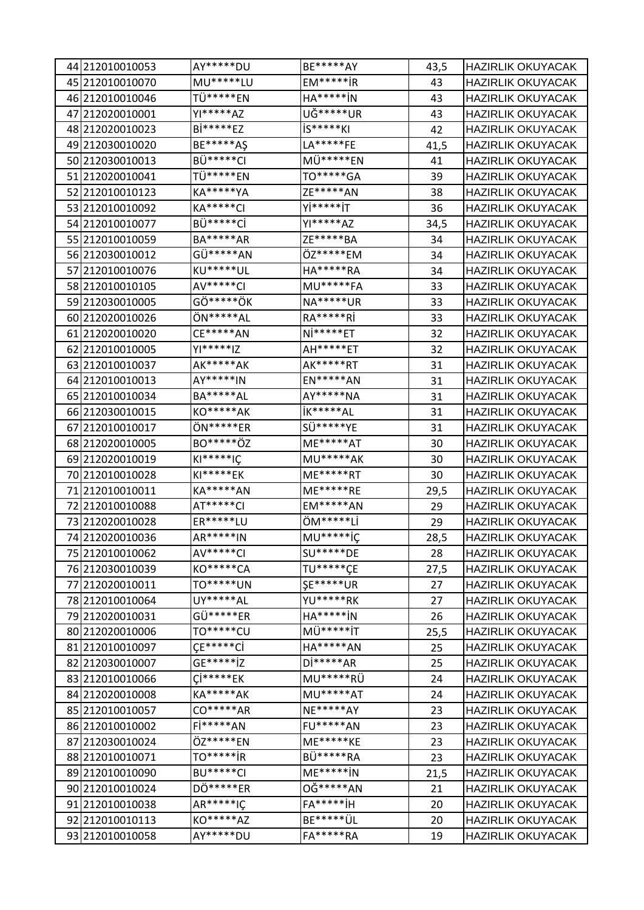| 44 | 212010010053 | AY*****DU | BE*****AY | 43,5 | HAZIRLIK OKUYACAK |
|---|---|---|---|---|---|
| 45 | 212010010070 | MU*****LU | EM*****İR | 43 | HAZIRLIK OKUYACAK |
| 46 | 212010010046 | TÜ*****EN | HA*****İN | 43 | HAZIRLIK OKUYACAK |
| 47 | 212020010001 | YI*****AZ | UĞ*****UR | 43 | HAZIRLIK OKUYACAK |
| 48 | 212020010023 | Bİ*****EZ | İS*****KI | 42 | HAZIRLIK OKUYACAK |
| 49 | 212030010020 | BE*****AŞ | LA*****FE | 41,5 | HAZIRLIK OKUYACAK |
| 50 | 212030010013 | BÜ*****CI | MÜ*****EN | 41 | HAZIRLIK OKUYACAK |
| 51 | 212020010041 | TÜ*****EN | TO*****GA | 39 | HAZIRLIK OKUYACAK |
| 52 | 212010010123 | KA*****YA | ZE*****AN | 38 | HAZIRLIK OKUYACAK |
| 53 | 212010010092 | KA*****CI | Yİ*****İT | 36 | HAZIRLIK OKUYACAK |
| 54 | 212010010077 | BÜ*****Cİ | YI*****AZ | 34,5 | HAZIRLIK OKUYACAK |
| 55 | 212010010059 | BA*****AR | ZE*****BA | 34 | HAZIRLIK OKUYACAK |
| 56 | 212030010012 | GÜ*****AN | ÖZ*****EM | 34 | HAZIRLIK OKUYACAK |
| 57 | 212010010076 | KU*****UL | HA*****RA | 34 | HAZIRLIK OKUYACAK |
| 58 | 212010010105 | AV*****CI | MU*****FA | 33 | HAZIRLIK OKUYACAK |
| 59 | 212030010005 | GÖ*****ÖK | NA*****UR | 33 | HAZIRLIK OKUYACAK |
| 60 | 212020010026 | ÖN*****AL | RA*****Rİ | 33 | HAZIRLIK OKUYACAK |
| 61 | 212020010020 | CE*****AN | Nİ*****ET | 32 | HAZIRLIK OKUYACAK |
| 62 | 212010010005 | YI*****IZ | AH*****ET | 32 | HAZIRLIK OKUYACAK |
| 63 | 212010010037 | AK*****AK | AK*****RT | 31 | HAZIRLIK OKUYACAK |
| 64 | 212010010013 | AY*****IN | EN*****AN | 31 | HAZIRLIK OKUYACAK |
| 65 | 212010010034 | BA*****AL | AY*****NA | 31 | HAZIRLIK OKUYACAK |
| 66 | 212030010015 | KO*****AK | İK*****AL | 31 | HAZIRLIK OKUYACAK |
| 67 | 212010010017 | ÖN*****ER | SÜ*****YE | 31 | HAZIRLIK OKUYACAK |
| 68 | 212020010005 | BO*****ÖZ | ME*****AT | 30 | HAZIRLIK OKUYACAK |
| 69 | 212020010019 | KI*****IÇ | MU*****AK | 30 | HAZIRLIK OKUYACAK |
| 70 | 212010010028 | KI*****EK | ME*****RT | 30 | HAZIRLIK OKUYACAK |
| 71 | 212010010011 | KA*****AN | ME*****RE | 29,5 | HAZIRLIK OKUYACAK |
| 72 | 212010010088 | AT*****CI | EM*****AN | 29 | HAZIRLIK OKUYACAK |
| 73 | 212020010028 | ER*****LU | ÖM*****Lİ | 29 | HAZIRLIK OKUYACAK |
| 74 | 212020010036 | AR*****IN | MU*****İÇ | 28,5 | HAZIRLIK OKUYACAK |
| 75 | 212010010062 | AV*****CI | SU*****DE | 28 | HAZIRLIK OKUYACAK |
| 76 | 212030010039 | KO*****CA | TU*****ÇE | 27,5 | HAZIRLIK OKUYACAK |
| 77 | 212020010011 | TO*****UN | ŞE*****UR | 27 | HAZIRLIK OKUYACAK |
| 78 | 212010010064 | UY*****AL | YU*****RK | 27 | HAZIRLIK OKUYACAK |
| 79 | 212020010031 | GÜ*****ER | HA*****İN | 26 | HAZIRLIK OKUYACAK |
| 80 | 212020010006 | TO*****CU | MÜ*****İT | 25,5 | HAZIRLIK OKUYACAK |
| 81 | 212010010097 | ÇE*****Cİ | HA*****AN | 25 | HAZIRLIK OKUYACAK |
| 82 | 212030010007 | GE*****İZ | Dİ*****AR | 25 | HAZIRLIK OKUYACAK |
| 83 | 212010010066 | Çİ*****EK | MU*****RÜ | 24 | HAZIRLIK OKUYACAK |
| 84 | 212020010008 | KA*****AK | MU*****AT | 24 | HAZIRLIK OKUYACAK |
| 85 | 212010010057 | CO*****AR | NE*****AY | 23 | HAZIRLIK OKUYACAK |
| 86 | 212010010002 | Fİ*****AN | FU*****AN | 23 | HAZIRLIK OKUYACAK |
| 87 | 212030010024 | ÖZ*****EN | ME*****KE | 23 | HAZIRLIK OKUYACAK |
| 88 | 212010010071 | TO*****İR | BÜ*****RA | 23 | HAZIRLIK OKUYACAK |
| 89 | 212010010090 | BU*****CI | ME*****İN | 21,5 | HAZIRLIK OKUYACAK |
| 90 | 212010010024 | DÖ*****ER | OĞ*****AN | 21 | HAZIRLIK OKUYACAK |
| 91 | 212010010038 | AR*****IÇ | FA*****İH | 20 | HAZIRLIK OKUYACAK |
| 92 | 212010010113 | KO*****AZ | BE*****ÜL | 20 | HAZIRLIK OKUYACAK |
| 93 | 212010010058 | AY*****DU | FA*****RA | 19 | HAZIRLIK OKUYACAK |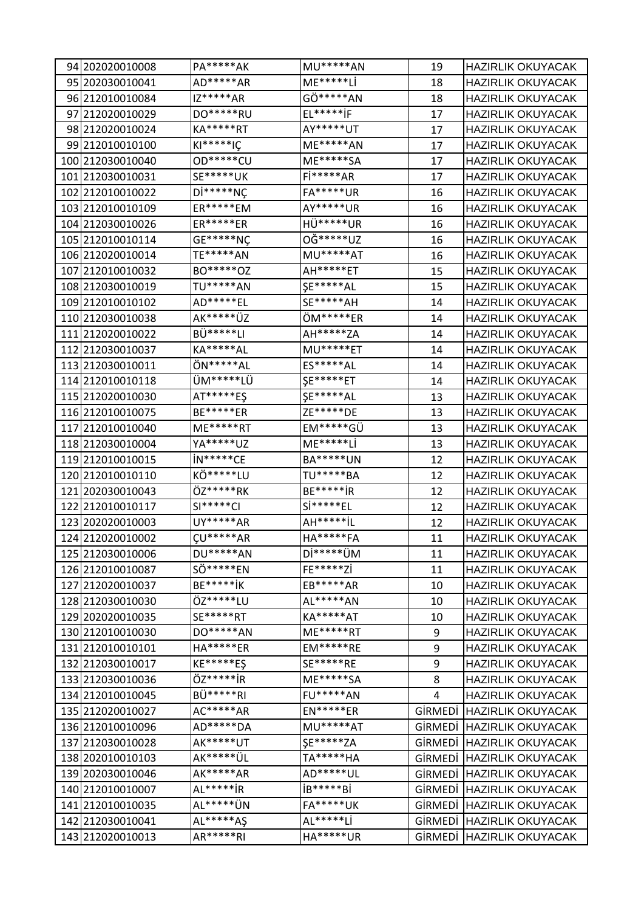| | | | | | |
|---|---|---|---|---|---|
| 94 | 202020010008 | PA*****AK | MU*****AN | 19 | HAZIRLIK OKUYACAK |
| 95 | 202030010041 | AD*****AR | ME*****Lİ | 18 | HAZIRLIK OKUYACAK |
| 96 | 212010010084 | IZ*****AR | GÖ*****AN | 18 | HAZIRLIK OKUYACAK |
| 97 | 212020010029 | DO*****RU | EL*****İF | 17 | HAZIRLIK OKUYACAK |
| 98 | 212020010024 | KA*****RT | AY*****UT | 17 | HAZIRLIK OKUYACAK |
| 99 | 212010010100 | KI*****IÇ | ME*****AN | 17 | HAZIRLIK OKUYACAK |
| 100 | 212030010040 | OD*****CU | ME*****SA | 17 | HAZIRLIK OKUYACAK |
| 101 | 212030010031 | SE*****UK | Fİ*****AR | 17 | HAZIRLIK OKUYACAK |
| 102 | 212010010022 | Dİ*****NÇ | FA*****UR | 16 | HAZIRLIK OKUYACAK |
| 103 | 212010010109 | ER*****EM | AY*****UR | 16 | HAZIRLIK OKUYACAK |
| 104 | 212030010026 | ER*****ER | HÜ*****UR | 16 | HAZIRLIK OKUYACAK |
| 105 | 212010010114 | GE*****NÇ | OĞ*****UZ | 16 | HAZIRLIK OKUYACAK |
| 106 | 212020010014 | TE*****AN | MU*****AT | 16 | HAZIRLIK OKUYACAK |
| 107 | 212010010032 | BO*****OZ | AH*****ET | 15 | HAZIRLIK OKUYACAK |
| 108 | 212030010019 | TU*****AN | ŞE*****AL | 15 | HAZIRLIK OKUYACAK |
| 109 | 212010010102 | AD*****EL | SE*****AH | 14 | HAZIRLIK OKUYACAK |
| 110 | 212030010038 | AK*****ÜZ | ÖM*****ER | 14 | HAZIRLIK OKUYACAK |
| 111 | 212020010022 | BÜ*****LI | AH*****ZA | 14 | HAZIRLIK OKUYACAK |
| 112 | 212030010037 | KA*****AL | MU*****ET | 14 | HAZIRLIK OKUYACAK |
| 113 | 212030010011 | ÖN*****AL | ES*****AL | 14 | HAZIRLIK OKUYACAK |
| 114 | 212010010118 | ÜM*****LÜ | ŞE*****ET | 14 | HAZIRLIK OKUYACAK |
| 115 | 212020010030 | AT*****EŞ | ŞE*****AL | 13 | HAZIRLIK OKUYACAK |
| 116 | 212010010075 | BE*****ER | ZE*****DE | 13 | HAZIRLIK OKUYACAK |
| 117 | 212010010040 | ME*****RT | EM*****GÜ | 13 | HAZIRLIK OKUYACAK |
| 118 | 212030010004 | YA*****UZ | ME*****Lİ | 13 | HAZIRLIK OKUYACAK |
| 119 | 212010010015 | İN*****CE | BA*****UN | 12 | HAZIRLIK OKUYACAK |
| 120 | 212010010110 | KÖ*****LU | TU*****BA | 12 | HAZIRLIK OKUYACAK |
| 121 | 202030010043 | ÖZ*****RK | BE*****İR | 12 | HAZIRLIK OKUYACAK |
| 122 | 212010010117 | SI*****CI | Sİ*****EL | 12 | HAZIRLIK OKUYACAK |
| 123 | 202020010003 | UY*****AR | AH*****İL | 12 | HAZIRLIK OKUYACAK |
| 124 | 212020010002 | ÇU*****AR | HA*****FA | 11 | HAZIRLIK OKUYACAK |
| 125 | 212030010006 | DU*****AN | Dİ*****ÜM | 11 | HAZIRLIK OKUYACAK |
| 126 | 212010010087 | SÖ*****EN | FE*****Zİ | 11 | HAZIRLIK OKUYACAK |
| 127 | 212020010037 | BE*****İK | EB*****AR | 10 | HAZIRLIK OKUYACAK |
| 128 | 212030010030 | ÖZ*****LU | AL*****AN | 10 | HAZIRLIK OKUYACAK |
| 129 | 202020010035 | SE*****RT | KA*****AT | 10 | HAZIRLIK OKUYACAK |
| 130 | 212010010030 | DO*****AN | ME*****RT | 9 | HAZIRLIK OKUYACAK |
| 131 | 212010010101 | HA*****ER | EM*****RE | 9 | HAZIRLIK OKUYACAK |
| 132 | 212030010017 | KE*****EŞ | SE*****RE | 9 | HAZIRLIK OKUYACAK |
| 133 | 212030010036 | ÖZ*****İR | ME*****SA | 8 | HAZIRLIK OKUYACAK |
| 134 | 212010010045 | BÜ*****RI | FU*****AN | 4 | HAZIRLIK OKUYACAK |
| 135 | 212020010027 | AC*****AR | EN*****ER | GİRMEDİ | HAZIRLIK OKUYACAK |
| 136 | 212010010096 | AD*****DA | MU*****AT | GİRMEDİ | HAZIRLIK OKUYACAK |
| 137 | 212030010028 | AK*****UT | ŞE*****ZA | GİRMEDİ | HAZIRLIK OKUYACAK |
| 138 | 202010010103 | AK*****ÜL | TA*****HA | GİRMEDİ | HAZIRLIK OKUYACAK |
| 139 | 202030010046 | AK*****AR | AD*****UL | GİRMEDİ | HAZIRLIK OKUYACAK |
| 140 | 212010010007 | AL*****İR | İB*****Bİ | GİRMEDİ | HAZIRLIK OKUYACAK |
| 141 | 212010010035 | AL*****ÜN | FA*****UK | GİRMEDİ | HAZIRLIK OKUYACAK |
| 142 | 212030010041 | AL*****AŞ | AL*****Lİ | GİRMEDİ | HAZIRLIK OKUYACAK |
| 143 | 212020010013 | AR*****RI | HA*****UR | GİRMEDİ | HAZIRLIK OKUYACAK |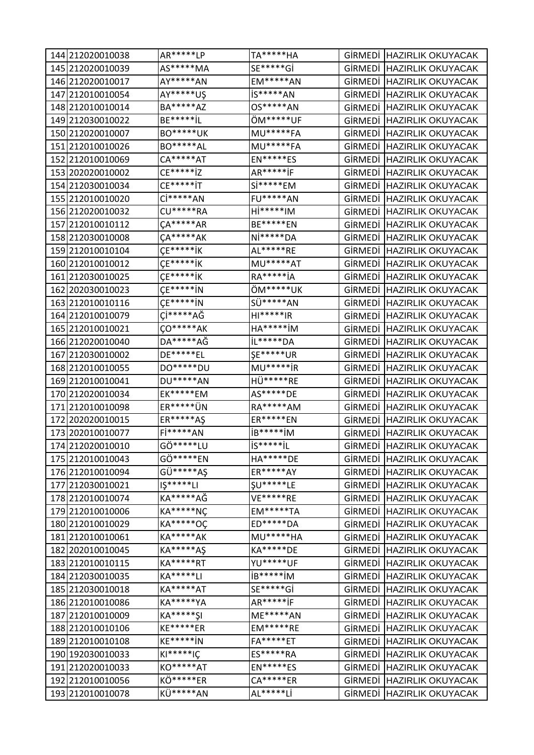| | | | | | |
|---|---|---|---|---|---|
| 144 | 212020010038 | AR*****LP | TA*****HA | GİRMEDİ | HAZIRLIK OKUYACAK |
| 145 | 212020010039 | AS*****MA | SE*****Gİ | GİRMEDİ | HAZIRLIK OKUYACAK |
| 146 | 212020010017 | AY*****AN | EM*****AN | GİRMEDİ | HAZIRLIK OKUYACAK |
| 147 | 212010010054 | AY*****UŞ | İS*****AN | GİRMEDİ | HAZIRLIK OKUYACAK |
| 148 | 212010010014 | BA*****AZ | OS*****AN | GİRMEDİ | HAZIRLIK OKUYACAK |
| 149 | 212030010022 | BE*****İL | ÖM*****UF | GİRMEDİ | HAZIRLIK OKUYACAK |
| 150 | 212020010007 | BO*****UK | MU*****FA | GİRMEDİ | HAZIRLIK OKUYACAK |
| 151 | 212010010026 | BO*****AL | MU*****FA | GİRMEDİ | HAZIRLIK OKUYACAK |
| 152 | 212010010069 | CA*****AT | EN*****ES | GİRMEDİ | HAZIRLIK OKUYACAK |
| 153 | 202020010002 | CE*****İZ | AR*****İF | GİRMEDİ | HAZIRLIK OKUYACAK |
| 154 | 212030010034 | CE*****İT | Sİ*****EM | GİRMEDİ | HAZIRLIK OKUYACAK |
| 155 | 212010010020 | Cİ*****AN | FU*****AN | GİRMEDİ | HAZIRLIK OKUYACAK |
| 156 | 212020010032 | CU*****RA | Hİ*****IM | GİRMEDİ | HAZIRLIK OKUYACAK |
| 157 | 212010010112 | ÇA*****AR | BE*****EN | GİRMEDİ | HAZIRLIK OKUYACAK |
| 158 | 212030010008 | ÇA*****AK | Nİ*****DA | GİRMEDİ | HAZIRLIK OKUYACAK |
| 159 | 212010010104 | ÇE*****İK | AL*****RE | GİRMEDİ | HAZIRLIK OKUYACAK |
| 160 | 212010010012 | ÇE*****İK | MU*****AT | GİRMEDİ | HAZIRLIK OKUYACAK |
| 161 | 212030010025 | ÇE*****İK | RA*****İA | GİRMEDİ | HAZIRLIK OKUYACAK |
| 162 | 202030010023 | ÇE*****İN | ÖM*****UK | GİRMEDİ | HAZIRLIK OKUYACAK |
| 163 | 212010010116 | ÇE*****İN | SÜ*****AN | GİRMEDİ | HAZIRLIK OKUYACAK |
| 164 | 212010010079 | Çİ*****AĞ | HI*****IR | GİRMEDİ | HAZIRLIK OKUYACAK |
| 165 | 212010010021 | ÇO*****AK | HA*****İM | GİRMEDİ | HAZIRLIK OKUYACAK |
| 166 | 212020010040 | DA*****AĞ | İL*****DA | GİRMEDİ | HAZIRLIK OKUYACAK |
| 167 | 212030010002 | DE*****EL | ŞE*****UR | GİRMEDİ | HAZIRLIK OKUYACAK |
| 168 | 212010010055 | DO*****DU | MU*****İR | GİRMEDİ | HAZIRLIK OKUYACAK |
| 169 | 212010010041 | DU*****AN | HÜ*****RE | GİRMEDİ | HAZIRLIK OKUYACAK |
| 170 | 212020010034 | EK*****EM | AS*****DE | GİRMEDİ | HAZIRLIK OKUYACAK |
| 171 | 212010010098 | ER*****ÜN | RA*****AM | GİRMEDİ | HAZIRLIK OKUYACAK |
| 172 | 202020010015 | ER*****AŞ | ER*****EN | GİRMEDİ | HAZIRLIK OKUYACAK |
| 173 | 202010010077 | Fİ*****AN | İB*****İM | GİRMEDİ | HAZIRLIK OKUYACAK |
| 174 | 212020010010 | GÖ*****LU | İS*****İL | GİRMEDİ | HAZIRLIK OKUYACAK |
| 175 | 212010010043 | GÖ*****EN | HA*****DE | GİRMEDİ | HAZIRLIK OKUYACAK |
| 176 | 212010010094 | GÜ*****AŞ | ER*****AY | GİRMEDİ | HAZIRLIK OKUYACAK |
| 177 | 212030010021 | IŞ*****LI | ŞU*****LE | GİRMEDİ | HAZIRLIK OKUYACAK |
| 178 | 212010010074 | KA*****AĞ | VE*****RE | GİRMEDİ | HAZIRLIK OKUYACAK |
| 179 | 212010010006 | KA*****NÇ | EM*****TA | GİRMEDİ | HAZIRLIK OKUYACAK |
| 180 | 212010010029 | KA*****OÇ | ED*****DA | GİRMEDİ | HAZIRLIK OKUYACAK |
| 181 | 212010010061 | KA*****AK | MU*****HA | GİRMEDİ | HAZIRLIK OKUYACAK |
| 182 | 202010010045 | KA*****AŞ | KA*****DE | GİRMEDİ | HAZIRLIK OKUYACAK |
| 183 | 212010010115 | KA*****RT | YU*****UF | GİRMEDİ | HAZIRLIK OKUYACAK |
| 184 | 212030010035 | KA*****LI | İB*****İM | GİRMEDİ | HAZIRLIK OKUYACAK |
| 185 | 212030010018 | KA*****AT | SE*****Gİ | GİRMEDİ | HAZIRLIK OKUYACAK |
| 186 | 212010010086 | KA*****YA | AR*****İF | GİRMEDİ | HAZIRLIK OKUYACAK |
| 187 | 212010010009 | KA*****ŞI | ME*****AN | GİRMEDİ | HAZIRLIK OKUYACAK |
| 188 | 212010010106 | KE*****ER | EM*****RE | GİRMEDİ | HAZIRLIK OKUYACAK |
| 189 | 212010010108 | KE*****İN | FA*****ET | GİRMEDİ | HAZIRLIK OKUYACAK |
| 190 | 192030010033 | KI*****IÇ | ES*****RA | GİRMEDİ | HAZIRLIK OKUYACAK |
| 191 | 212020010033 | KO*****AT | EN*****ES | GİRMEDİ | HAZIRLIK OKUYACAK |
| 192 | 212010010056 | KÖ*****ER | CA*****ER | GİRMEDİ | HAZIRLIK OKUYACAK |
| 193 | 212010010078 | KÜ*****AN | AL*****Lİ | GİRMEDİ | HAZIRLIK OKUYACAK |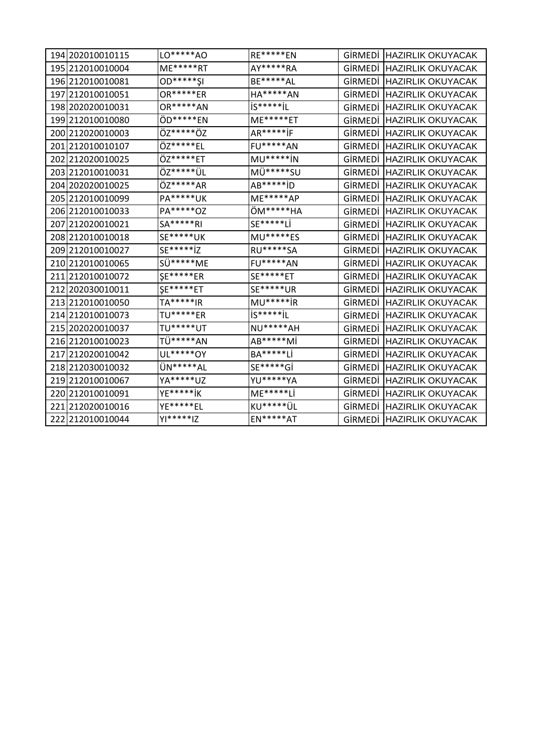| | | | | | |
|---|---|---|---|---|---|
| 194 | 202010010115 | LO*****AO | RE*****EN | GİRMEDİ | HAZIRLIK OKUYACAK |
| 195 | 212010010004 | ME*****RT | AY*****RA | GİRMEDİ | HAZIRLIK OKUYACAK |
| 196 | 212010010081 | OD*****ŞI | BE*****AL | GİRMEDİ | HAZIRLIK OKUYACAK |
| 197 | 212010010051 | OR*****ER | HA*****AN | GİRMEDİ | HAZIRLIK OKUYACAK |
| 198 | 202020010031 | OR*****AN | İS*****İL | GİRMEDİ | HAZIRLIK OKUYACAK |
| 199 | 212010010080 | ÖD*****EN | ME*****ET | GİRMEDİ | HAZIRLIK OKUYACAK |
| 200 | 212020010003 | ÖZ*****ÖZ | AR*****İF | GİRMEDİ | HAZIRLIK OKUYACAK |
| 201 | 212010010107 | ÖZ*****EL | FU*****AN | GİRMEDİ | HAZIRLIK OKUYACAK |
| 202 | 212020010025 | ÖZ*****ET | MU*****İN | GİRMEDİ | HAZIRLIK OKUYACAK |
| 203 | 212010010031 | ÖZ*****ÜL | MÜ*****SU | GİRMEDİ | HAZIRLIK OKUYACAK |
| 204 | 202020010025 | ÖZ*****AR | AB*****İD | GİRMEDİ | HAZIRLIK OKUYACAK |
| 205 | 212010010099 | PA*****UK | ME*****AP | GİRMEDİ | HAZIRLIK OKUYACAK |
| 206 | 212010010033 | PA*****OZ | ÖM*****HA | GİRMEDİ | HAZIRLIK OKUYACAK |
| 207 | 212020010021 | SA*****RI | SE*****Lİ | GİRMEDİ | HAZIRLIK OKUYACAK |
| 208 | 212010010018 | SE*****UK | MU*****ES | GİRMEDİ | HAZIRLIK OKUYACAK |
| 209 | 212010010027 | SE*****İZ | RU*****SA | GİRMEDİ | HAZIRLIK OKUYACAK |
| 210 | 212010010065 | SÜ*****ME | FU*****AN | GİRMEDİ | HAZIRLIK OKUYACAK |
| 211 | 212010010072 | ŞE*****ER | SE*****ET | GİRMEDİ | HAZIRLIK OKUYACAK |
| 212 | 202030010011 | ŞE*****ET | SE*****UR | GİRMEDİ | HAZIRLIK OKUYACAK |
| 213 | 212010010050 | TA*****IR | MU*****İR | GİRMEDİ | HAZIRLIK OKUYACAK |
| 214 | 212010010073 | TU*****ER | İS*****İL | GİRMEDİ | HAZIRLIK OKUYACAK |
| 215 | 202020010037 | TU*****UT | NU*****AH | GİRMEDİ | HAZIRLIK OKUYACAK |
| 216 | 212010010023 | TÜ*****AN | AB*****Mİ | GİRMEDİ | HAZIRLIK OKUYACAK |
| 217 | 212020010042 | UL*****OY | BA*****Lİ | GİRMEDİ | HAZIRLIK OKUYACAK |
| 218 | 212030010032 | ÜN*****AL | SE*****Gİ | GİRMEDİ | HAZIRLIK OKUYACAK |
| 219 | 212010010067 | YA*****UZ | YU*****YA | GİRMEDİ | HAZIRLIK OKUYACAK |
| 220 | 212010010091 | YE*****İK | ME*****Lİ | GİRMEDİ | HAZIRLIK OKUYACAK |
| 221 | 212020010016 | YE*****EL | KU*****ÜL | GİRMEDİ | HAZIRLIK OKUYACAK |
| 222 | 212010010044 | YI*****IZ | EN*****AT | GİRMEDİ | HAZIRLIK OKUYACAK |